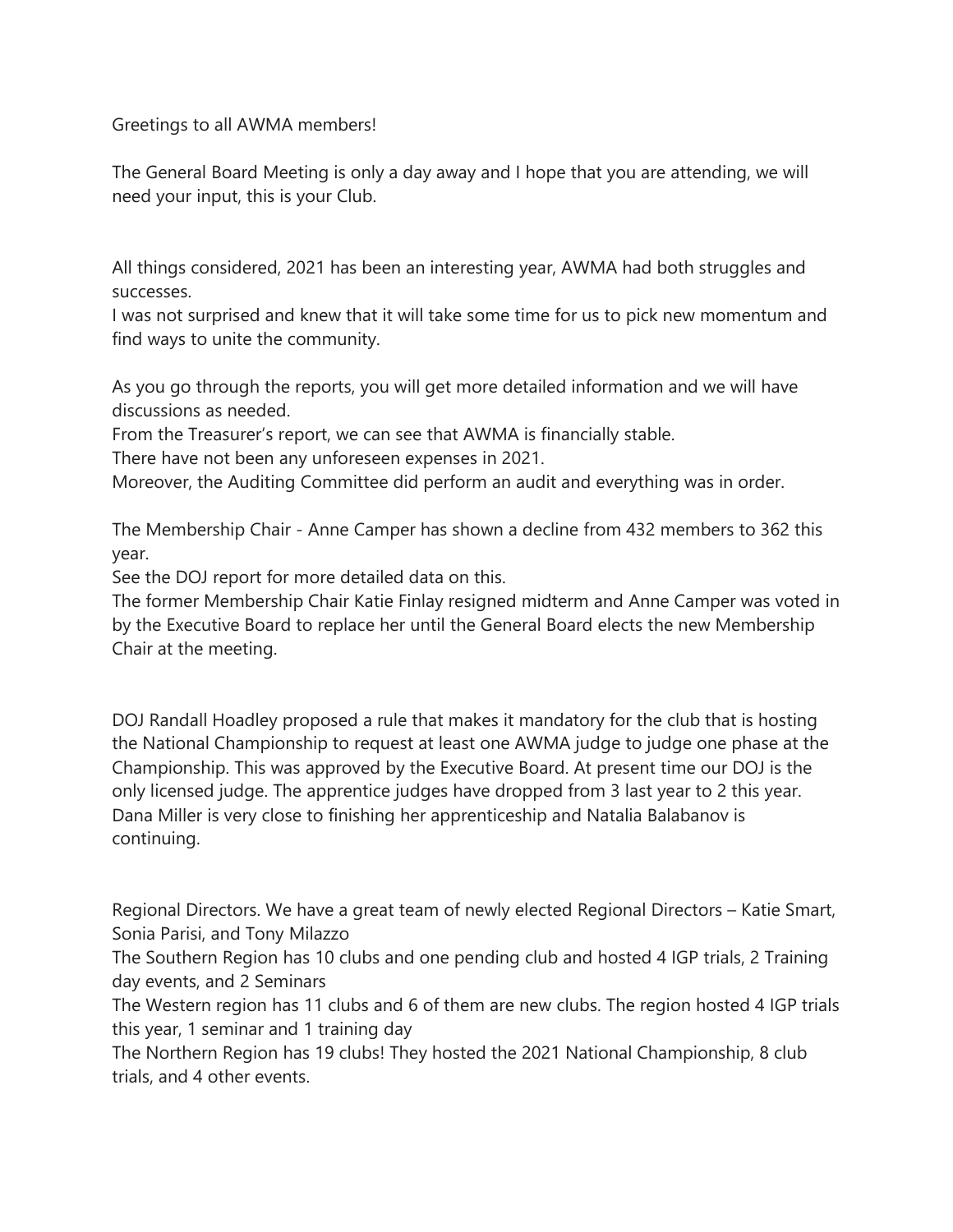Greetings to all AWMA members!

The General Board Meeting is only a day away and I hope that you are attending, we will need your input, this is your Club.

All things considered, 2021 has been an interesting year, AWMA had both struggles and successes.
I was not surprised and knew that it will take some time for us to pick new momentum and find ways to unite the community.

As you go through the reports, you will get more detailed information and we will have discussions as needed.
From the Treasurer's report, we can see that AWMA is financially stable.
There have not been any unforeseen expenses in 2021.
Moreover, the Auditing Committee did perform an audit and everything was in order.

The Membership Chair - Anne Camper has shown a decline from 432 members to 362 this year.
See the DOJ report for more detailed data on this.
The former Membership Chair Katie Finlay resigned midterm and Anne Camper was voted in by the Executive Board to replace her until the General Board elects the new Membership Chair at the meeting.

DOJ Randall Hoadley proposed a rule that makes it mandatory for the club that is hosting the National Championship to request at least one AWMA judge to judge one phase at the Championship. This was approved by the Executive Board. At present time our DOJ is the only licensed judge. The apprentice judges have dropped from 3 last year to 2 this year. Dana Miller is very close to finishing her apprenticeship and Natalia Balabanov is continuing.

Regional Directors. We have a great team of newly elected Regional Directors – Katie Smart, Sonia Parisi, and Tony Milazzo
The Southern Region has 10 clubs and one pending club and hosted 4 IGP trials, 2 Training day events, and 2 Seminars
The Western region has 11 clubs and 6 of them are new clubs. The region hosted 4 IGP trials this year, 1 seminar and 1 training day
The Northern Region has 19 clubs! They hosted the 2021 National Championship, 8 club trials, and 4 other events.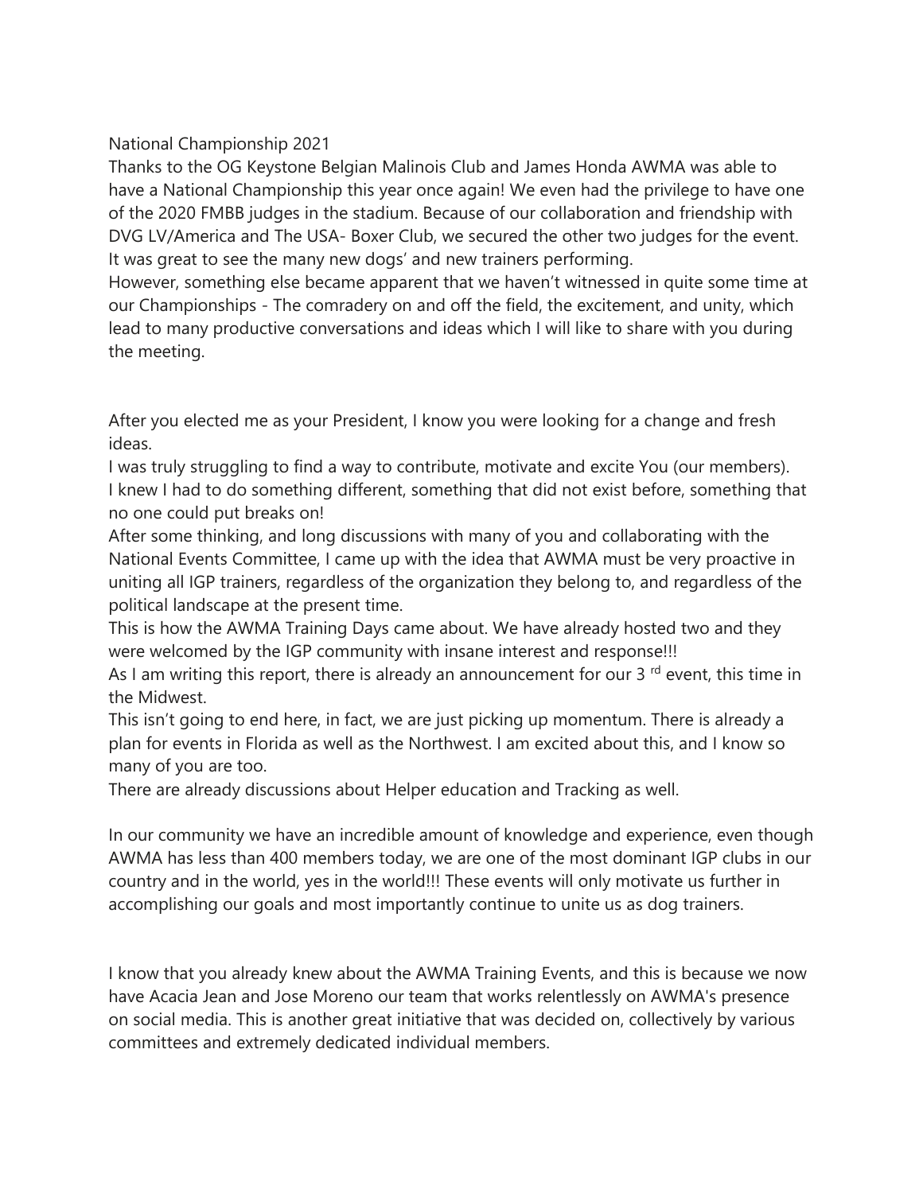National Championship 2021

Thanks to the OG Keystone Belgian Malinois Club and James Honda AWMA was able to have a National Championship this year once again! We even had the privilege to have one of the 2020 FMBB judges in the stadium. Because of our collaboration and friendship with DVG LV/America and The USA- Boxer Club, we secured the other two judges for the event. It was great to see the many new dogs' and new trainers performing.

However, something else became apparent that we haven't witnessed in quite some time at our Championships - The comradery on and off the field, the excitement, and unity, which lead to many productive conversations and ideas which I will like to share with you during the meeting.

After you elected me as your President, I know you were looking for a change and fresh ideas.

I was truly struggling to find a way to contribute, motivate and excite You (our members).

I knew I had to do something different, something that did not exist before, something that no one could put breaks on!

After some thinking, and long discussions with many of you and collaborating with the National Events Committee, I came up with the idea that AWMA must be very proactive in uniting all IGP trainers, regardless of the organization they belong to, and regardless of the political landscape at the present time.

This is how the AWMA Training Days came about. We have already hosted two and they were welcomed by the IGP community with insane interest and response!!!

As I am writing this report, there is already an announcement for our 3 rd event, this time in the Midwest.

This isn't going to end here, in fact, we are just picking up momentum. There is already a plan for events in Florida as well as the Northwest. I am excited about this, and I know so many of you are too.

There are already discussions about Helper education and Tracking as well.

In our community we have an incredible amount of knowledge and experience, even though AWMA has less than 400 members today, we are one of the most dominant IGP clubs in our country and in the world, yes in the world!!! These events will only motivate us further in accomplishing our goals and most importantly continue to unite us as dog trainers.

I know that you already knew about the AWMA Training Events, and this is because we now have Acacia Jean and Jose Moreno our team that works relentlessly on AWMA's presence on social media. This is another great initiative that was decided on, collectively by various committees and extremely dedicated individual members.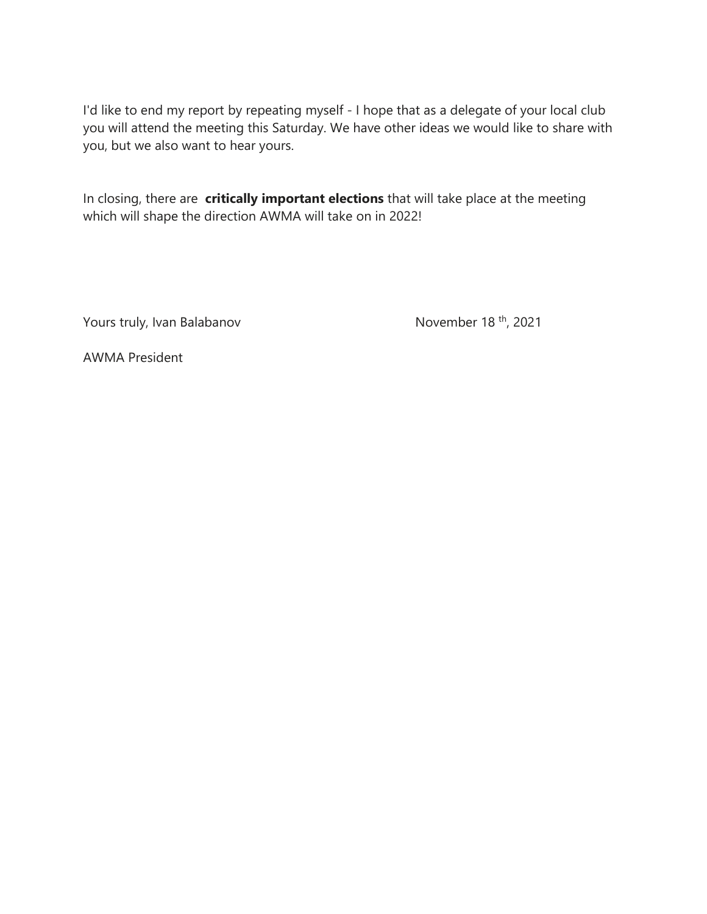I'd like to end my report by repeating myself - I hope that as a delegate of your local club you will attend the meeting this Saturday. We have other ideas we would like to share with you, but we also want to hear yours.

In closing, there are **critically important elections** that will take place at the meeting which will shape the direction AWMA will take on in 2022!

Yours truly, Ivan Balabanov

November 18th, 2021

AWMA President